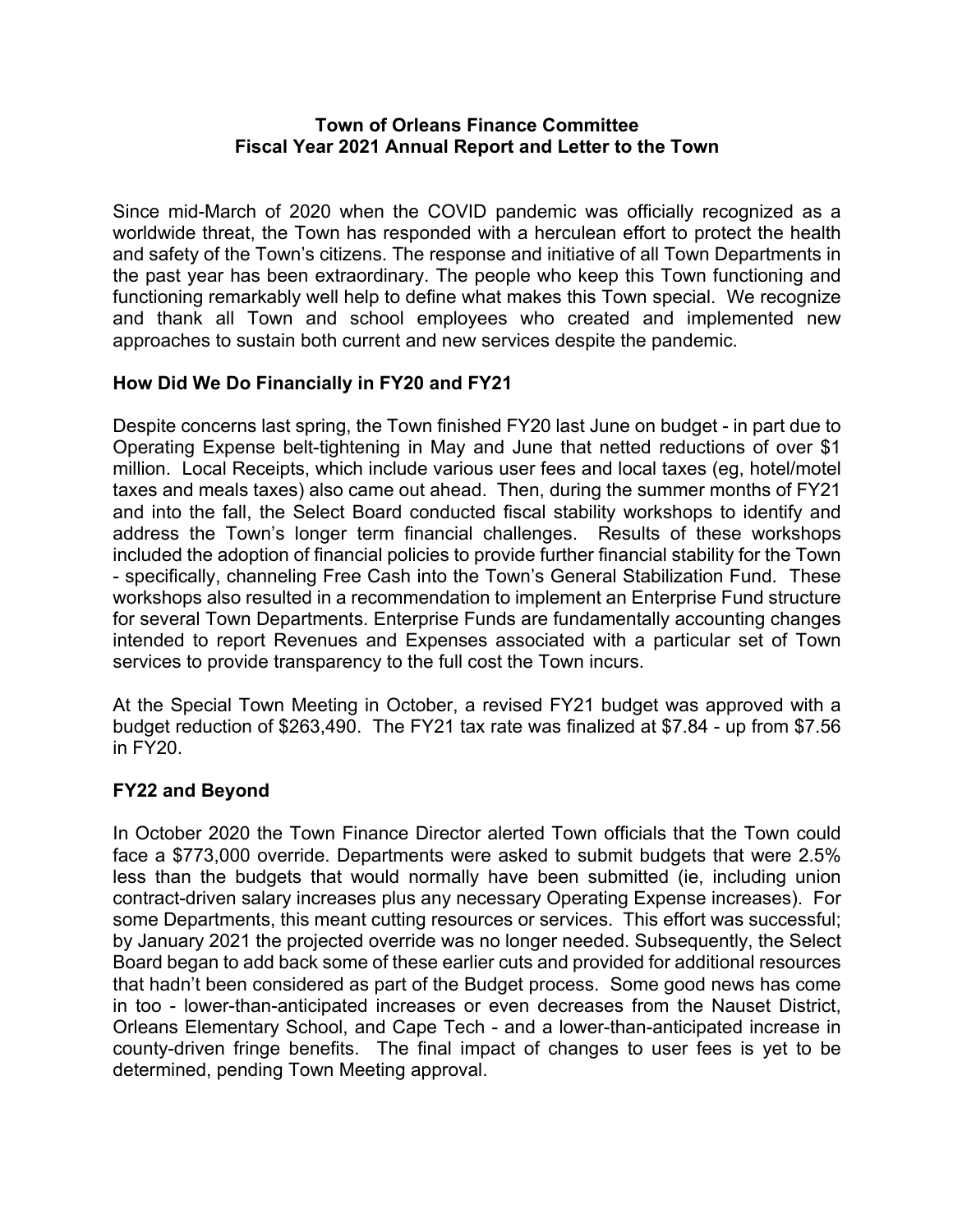# Town of Orleans Finance Committee
# Fiscal Year 2021 Annual Report and Letter to the Town

Since mid-March of 2020 when the COVID pandemic was officially recognized as a worldwide threat, the Town has responded with a herculean effort to protect the health and safety of the Town's citizens. The response and initiative of all Town Departments in the past year has been extraordinary. The people who keep this Town functioning and functioning remarkably well help to define what makes this Town special. We recognize and thank all Town and school employees who created and implemented new approaches to sustain both current and new services despite the pandemic.

## How Did We Do Financially in FY20 and FY21

Despite concerns last spring, the Town finished FY20 last June on budget - in part due to Operating Expense belt-tightening in May and June that netted reductions of over $1 million. Local Receipts, which include various user fees and local taxes (eg, hotel/motel taxes and meals taxes) also came out ahead. Then, during the summer months of FY21 and into the fall, the Select Board conducted fiscal stability workshops to identify and address the Town's longer term financial challenges. Results of these workshops included the adoption of financial policies to provide further financial stability for the Town - specifically, channeling Free Cash into the Town's General Stabilization Fund. These workshops also resulted in a recommendation to implement an Enterprise Fund structure for several Town Departments. Enterprise Funds are fundamentally accounting changes intended to report Revenues and Expenses associated with a particular set of Town services to provide transparency to the full cost the Town incurs.

At the Special Town Meeting in October, a revised FY21 budget was approved with a budget reduction of $263,490. The FY21 tax rate was finalized at $7.84 - up from $7.56 in FY20.

## FY22 and Beyond

In October 2020 the Town Finance Director alerted Town officials that the Town could face a $773,000 override. Departments were asked to submit budgets that were 2.5% less than the budgets that would normally have been submitted (ie, including union contract-driven salary increases plus any necessary Operating Expense increases). For some Departments, this meant cutting resources or services. This effort was successful; by January 2021 the projected override was no longer needed. Subsequently, the Select Board began to add back some of these earlier cuts and provided for additional resources that hadn't been considered as part of the Budget process. Some good news has come in too - lower-than-anticipated increases or even decreases from the Nauset District, Orleans Elementary School, and Cape Tech - and a lower-than-anticipated increase in county-driven fringe benefits. The final impact of changes to user fees is yet to be determined, pending Town Meeting approval.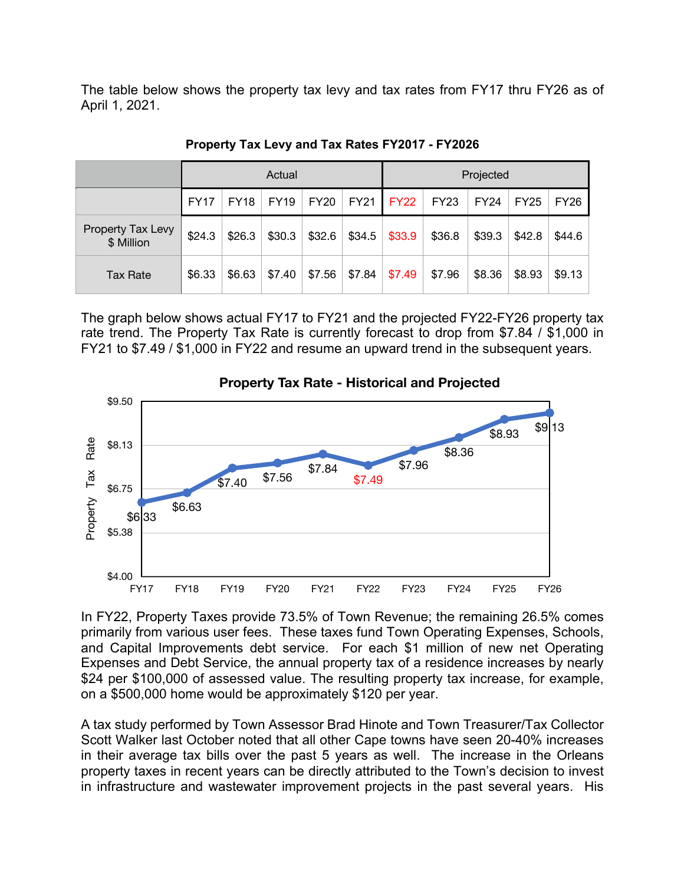The table below shows the property tax levy and tax rates from FY17 thru FY26 as of April 1, 2021.

**Property Tax Levy and Tax Rates FY2017 - FY2026**

| | Actual | | | | | Projected | | | | |
|---|---|---|---|---|---|---|---|---|---|---|
| | FY17 | FY18 | FY19 | FY20 | FY21 | FY22 | FY23 | FY24 | FY25 | FY26 |
| Property Tax Levy $ Million | $24.3 | $26.3 | $30.3 | $32.6 | $34.5 | $33.9 | $36.8 | $39.3 | $42.8 | $44.6 |
| Tax Rate | $6.33 | $6.63 | $7.40 | $7.56 | $7.84 | $7.49 | $7.96 | $8.36 | $8.93 | $9.13 |

The graph below shows actual FY17 to FY21 and the projected FY22-FY26 property tax rate trend. The Property Tax Rate is currently forecast to drop from $7.84 / $1,000 in FY21 to $7.49 / $1,000 in FY22 and resume an upward trend in the subsequent years.

**Property Tax Rate - Historical and Projected**

| | FY17 | FY18 | FY19 | FY20 | FY21 | FY22 | FY23 | FY24 | FY25 | FY26 |
|---|---|---|---|---|---|---|---|---|---|---|
| Property Tax Rate | $6.33 | $6.63 | $7.40 | $7.56 | $7.84 | $7.49 | $7.96 | $8.36 | $8.93 | $9.13 |

In FY22, Property Taxes provide 73.5% of Town Revenue; the remaining 26.5% comes primarily from various user fees. These taxes fund Town Operating Expenses, Schools, and Capital Improvements debt service. For each $1 million of new net Operating Expenses and Debt Service, the annual property tax of a residence increases by nearly $24 per $100,000 of assessed value. The resulting property tax increase, for example, on a $500,000 home would be approximately $120 per year.

A tax study performed by Town Assessor Brad Hinote and Town Treasurer/Tax Collector Scott Walker last October noted that all other Cape towns have seen 20-40% increases in their average tax bills over the past 5 years as well. The increase in the Orleans property taxes in recent years can be directly attributed to the Town's decision to invest in infrastructure and wastewater improvement projects in the past several years. His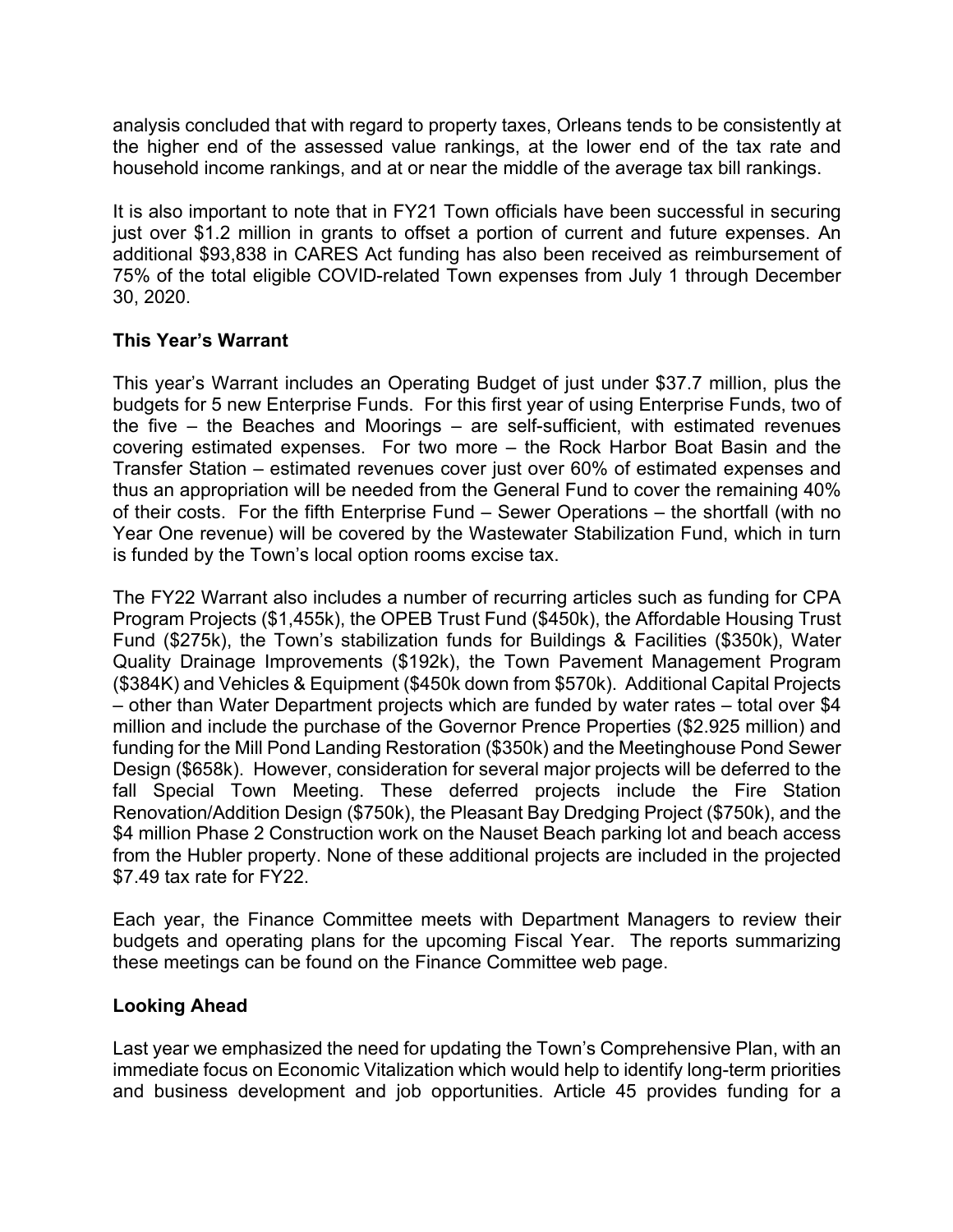analysis concluded that with regard to property taxes, Orleans tends to be consistently at the higher end of the assessed value rankings, at the lower end of the tax rate and household income rankings, and at or near the middle of the average tax bill rankings.

It is also important to note that in FY21 Town officials have been successful in securing just over $1.2 million in grants to offset a portion of current and future expenses. An additional $93,838 in CARES Act funding has also been received as reimbursement of 75% of the total eligible COVID-related Town expenses from July 1 through December 30, 2020.

**This Year's Warrant**

This year's Warrant includes an Operating Budget of just under $37.7 million, plus the budgets for 5 new Enterprise Funds. For this first year of using Enterprise Funds, two of the five – the Beaches and Moorings – are self-sufficient, with estimated revenues covering estimated expenses. For two more – the Rock Harbor Boat Basin and the Transfer Station – estimated revenues cover just over 60% of estimated expenses and thus an appropriation will be needed from the General Fund to cover the remaining 40% of their costs. For the fifth Enterprise Fund – Sewer Operations – the shortfall (with no Year One revenue) will be covered by the Wastewater Stabilization Fund, which in turn is funded by the Town's local option rooms excise tax.

The FY22 Warrant also includes a number of recurring articles such as funding for CPA Program Projects ($1,455k), the OPEB Trust Fund ($450k), the Affordable Housing Trust Fund ($275k), the Town's stabilization funds for Buildings & Facilities ($350k), Water Quality Drainage Improvements ($192k), the Town Pavement Management Program ($384K) and Vehicles & Equipment ($450k down from $570k). Additional Capital Projects – other than Water Department projects which are funded by water rates – total over $4 million and include the purchase of the Governor Prence Properties ($2.925 million) and funding for the Mill Pond Landing Restoration ($350k) and the Meetinghouse Pond Sewer Design ($658k). However, consideration for several major projects will be deferred to the fall Special Town Meeting. These deferred projects include the Fire Station Renovation/Addition Design ($750k), the Pleasant Bay Dredging Project ($750k), and the $4 million Phase 2 Construction work on the Nauset Beach parking lot and beach access from the Hubler property. None of these additional projects are included in the projected $7.49 tax rate for FY22.

Each year, the Finance Committee meets with Department Managers to review their budgets and operating plans for the upcoming Fiscal Year. The reports summarizing these meetings can be found on the Finance Committee web page.

**Looking Ahead**

Last year we emphasized the need for updating the Town's Comprehensive Plan, with an immediate focus on Economic Vitalization which would help to identify long-term priorities and business development and job opportunities. Article 45 provides funding for a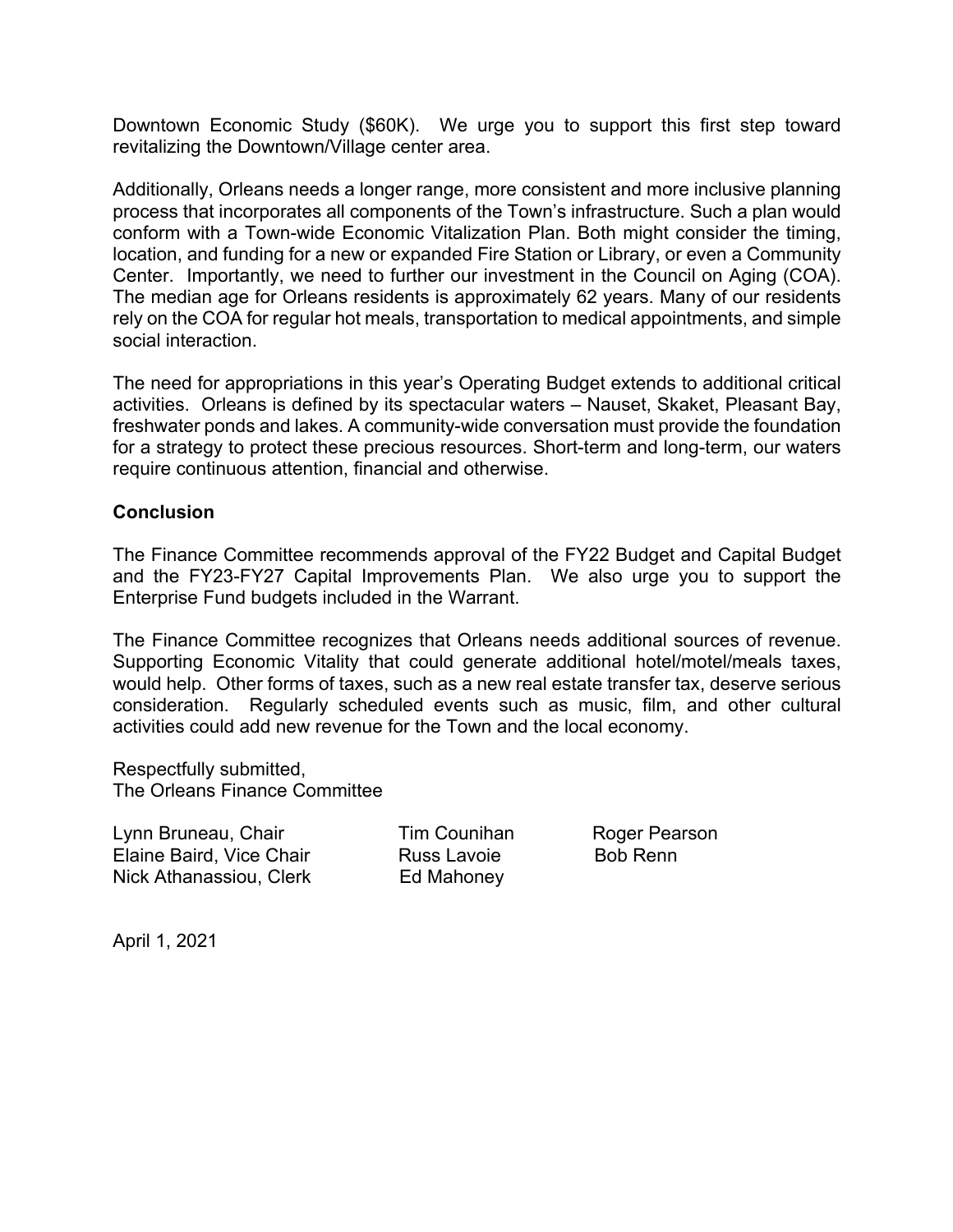Downtown Economic Study ($60K). We urge you to support this first step toward revitalizing the Downtown/Village center area.

Additionally, Orleans needs a longer range, more consistent and more inclusive planning process that incorporates all components of the Town's infrastructure. Such a plan would conform with a Town-wide Economic Vitalization Plan. Both might consider the timing, location, and funding for a new or expanded Fire Station or Library, or even a Community Center. Importantly, we need to further our investment in the Council on Aging (COA). The median age for Orleans residents is approximately 62 years. Many of our residents rely on the COA for regular hot meals, transportation to medical appointments, and simple social interaction.

The need for appropriations in this year's Operating Budget extends to additional critical activities. Orleans is defined by its spectacular waters – Nauset, Skaket, Pleasant Bay, freshwater ponds and lakes. A community-wide conversation must provide the foundation for a strategy to protect these precious resources. Short-term and long-term, our waters require continuous attention, financial and otherwise.

**Conclusion**

The Finance Committee recommends approval of the FY22 Budget and Capital Budget and the FY23-FY27 Capital Improvements Plan. We also urge you to support the Enterprise Fund budgets included in the Warrant.

The Finance Committee recognizes that Orleans needs additional sources of revenue. Supporting Economic Vitality that could generate additional hotel/motel/meals taxes, would help. Other forms of taxes, such as a new real estate transfer tax, deserve serious consideration. Regularly scheduled events such as music, film, and other cultural activities could add new revenue for the Town and the local economy.

Respectfully submitted,
The Orleans Finance Committee

Lynn Bruneau, Chair
Elaine Baird, Vice Chair
Nick Athanassiou, Clerk
Tim Counihan
Russ Lavoie
Ed Mahoney
Roger Pearson
Bob Renn

April 1, 2021